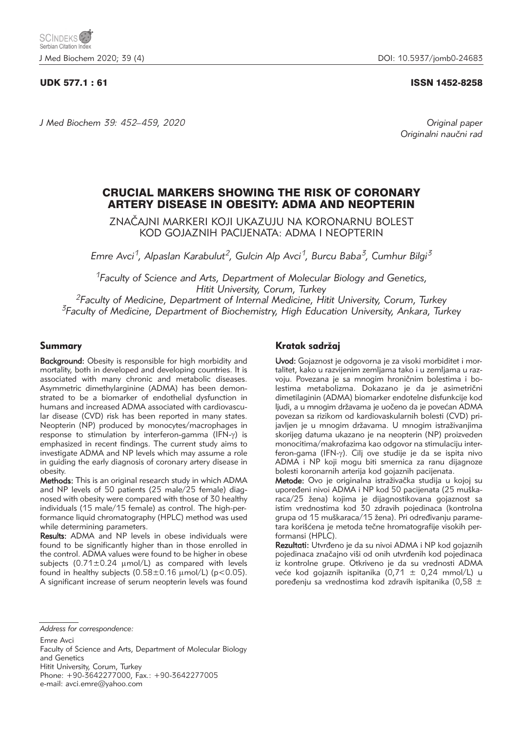UDK 577.1 : 61 ISSN 1452-8258

*J Med Biochem 39: 452–459, 2020* *Original paper*
*Originalni naučni rad*

# CRUCIAL MARKERS SHOWING THE RISK OF CORONARY ARTERY DISEASE IN OBESITY: ADMA AND NEOPTERIN

ZNAČAJNI MARKERI KOJI UKAZUJU NA KORONARNU BOLEST KOD GOJAZNIH PACIJENATA: ADMA I NEOPTERIN

*Emre Avci[1], Alpaslan Karabulut[2], Gulcin Alp Avci[1], Burcu Baba[3], Cumhur Bilgi[3]*

[1]*Faculty of Science and Arts, Department of Molecular Biology and Genetics, Hitit University, Corum, Turkey*
[2]*Faculty of Medicine, Department of Internal Medicine, Hitit University, Corum, Turkey*
[3]*Faculty of Medicine, Department of Biochemistry, High Education University, Ankara, Turkey*

## Summary

**Background:** Obesity is responsible for high morbidity and mortality, both in developed and developing countries. It is associated with many chronic and metabolic diseases. Asymmetric dimethylarginine (ADMA) has been demonstrated to be a biomarker of endothelial dysfunction in humans and increased ADMA associated with cardiovascular disease (CVD) risk has been reported in many states. Neopterin (NP) produced by monocytes/macrophages in response to stimulation by interferon-gamma (IFN-γ) is emphasized in recent findings. The current study aims to investigate ADMA and NP levels which may assume a role in guiding the early diagnosis of coronary artery disease in obesity.

**Methods:** This is an original research study in which ADMA and NP levels of 50 patients (25 male/25 female) diagnosed with obesity were compared with those of 30 healthy individuals (15 male/15 female) as control. The high-performance liquid chromatography (HPLC) method was used while determining parameters.

**Results:** ADMA and NP levels in obese individuals were found to be significantly higher than in those enrolled in the control. ADMA values were found to be higher in obese subjects ($0.71 \pm 0.24$ μmol/L) as compared with levels found in healthy subjects ($0.58 \pm 0.16$ μmol/L) ($p<0.05$). A significant increase of serum neopterin levels was found

## Kratak sadržaj

**Uvod:** Gojaznost je odgovorna je za visoki morbiditet i mortalitet, kako u razvijenim zemljama tako i u zemljama u razvoju. Povezana je sa mnogim hroničnim bolestima i bolestima metabolizma. Dokazano je da je asimetrični dimetilaginin (ADMA) biomarker endotelne disfunkcije kod ljudi, a u mnogim državama je uočeno da je povećan ADMA povezan sa rizikom od kardiovaskularnih bolesti (CVD) prijavljen je u mnogim državama. U mnogim istraživanjima skorijeg datuma ukazano je na neopterin (NP) proizveden monocitima/makrofazima kao odgovor na stimulaciju interferon-gama (IFN-γ). Cilj ove studije je da se ispita nivo ADMA i NP koji mogu biti smernica za ranu dijagnoze bolesti koronarnih arterija kod gojaznih pacijenata.

**Metode:** Ovo je originalna istraživačka studija u kojoj su upoređeni nivoi ADMA i NP kod 50 pacijenata (25 muškaraca/25 žena) kojima je dijagnostikovana gojaznost sa istim vrednostima kod 30 zdravih pojedinaca (kontrolna grupa od 15 muškaraca/15 žena). Pri određivanju parametara korišćena je metoda tečne hromatografije visokih performansi (HPLC).

**Rezultati:** Utvrđeno je da su nivoi ADMA i NP kod gojaznih pojedinaca značajno viši od onih utvrđenih kod pojedinaca iz kontrolne grupe. Otkriveno je da su vrednosti ADMA veće kod gojaznih ispitanika ($0{,}71 \pm 0{,}24$ mmol/L) u poređenju sa vrednostima kod zdravih ispitanika ($0{,}58 \pm$

*Address for correspondence:*

Emre Avci
Faculty of Science and Arts, Department of Molecular Biology and Genetics
Hitit University, Corum, Turkey
Phone: +90-3642277000, Fax.: +90-3642277005
e-mail: avci.emre@yahoo.com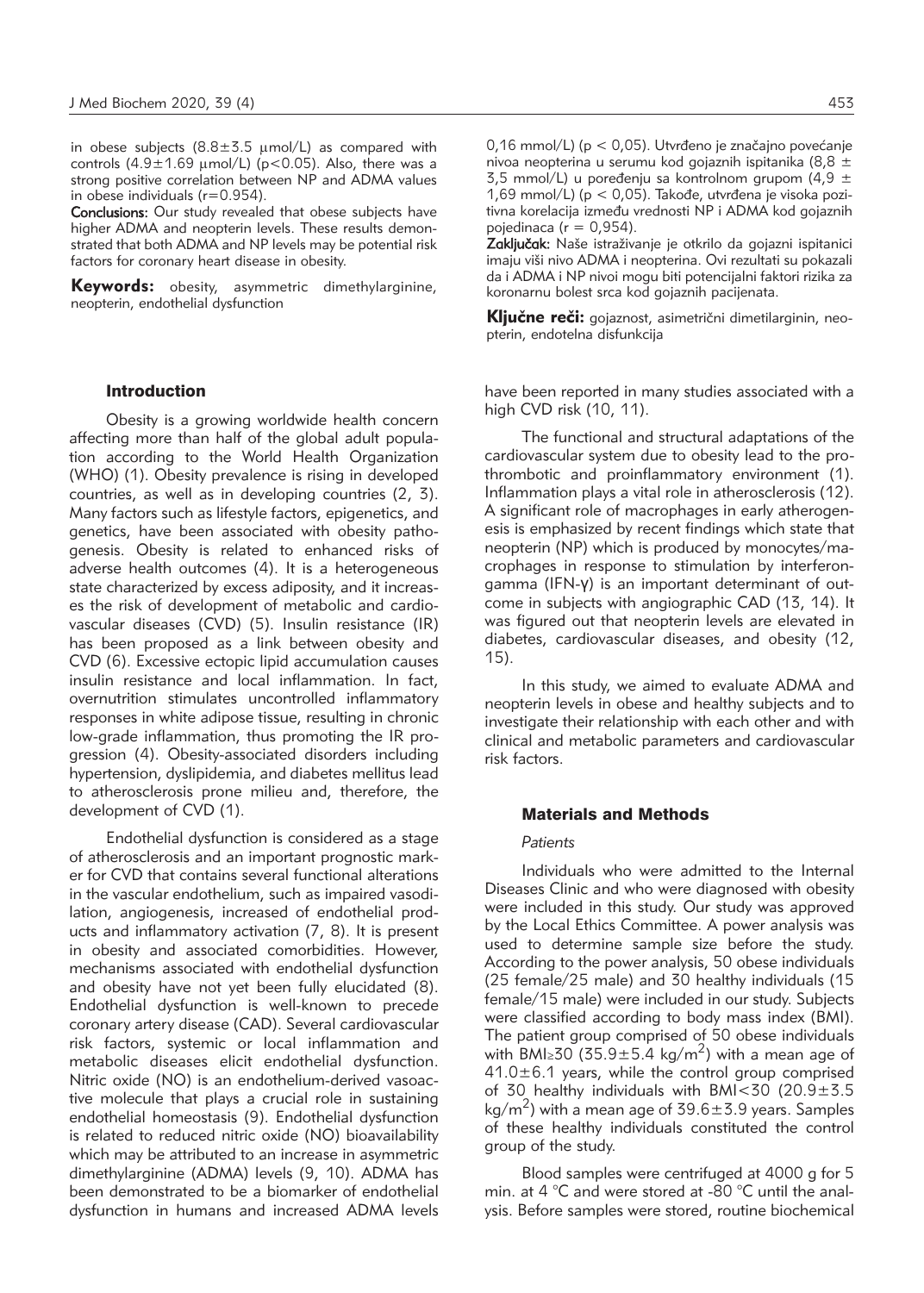in obese subjects (8.8±3.5 μmol/L) as compared with controls (4.9±1.69 μmol/L) ($p<0.05$). Also, there was a strong positive correlation between NP and ADMA values in obese individuals ($r=0.954$).

**Conclusions:** Our study revealed that obese subjects have higher ADMA and neopterin levels. These results demonstrated that both ADMA and NP levels may be potential risk factors for coronary heart disease in obesity.

**Keywords:** obesity, asymmetric dimethylarginine, neopterin, endothelial dysfunction

0,16 mmol/L) (p < 0,05). Utvrđeno je značajno povećanje nivoa neopterina u serumu kod gojaznih ispitanika (8,8 ± 3,5 mmol/L) u poređenju sa kontrolnom grupom (4,9 ± 1,69 mmol/L) (p < 0,05). Takođe, utvrđena je visoka pozitivna korelacija između vrednosti NP i ADMA kod gojaznih pojedinaca (r = 0,954).

**Zaključak:** Naše istraživanje je otkrilo da gojazni ispitanici imaju viši nivo ADMA i neopterina. Ovi rezultati su pokazali da i ADMA i NP nivoi mogu biti potencijalni faktori rizika za koronarnu bolest srca kod gojaznih pacijenata.

**Ključne reči:** gojaznost, asimetrični dimetilarginin, neopterin, endotelna disfunkcija

## Introduction

Obesity is a growing worldwide health concern affecting more than half of the global adult population according to the World Health Organization (WHO) (1). Obesity prevalence is rising in developed countries, as well as in developing countries (2, 3). Many factors such as lifestyle factors, epigenetics, and genetics, have been associated with obesity pathogenesis. Obesity is related to enhanced risks of adverse health outcomes (4). It is a heterogeneous state characterized by excess adiposity, and it increases the risk of development of metabolic and cardiovascular diseases (CVD) (5). Insulin resistance (IR) has been proposed as a link between obesity and CVD (6). Excessive ectopic lipid accumulation causes insulin resistance and local inflammation. In fact, overnutrition stimulates uncontrolled inflammatory responses in white adipose tissue, resulting in chronic low-grade inflammation, thus promoting the IR progression (4). Obesity-associated disorders including hypertension, dyslipidemia, and diabetes mellitus lead to atherosclerosis prone milieu and, therefore, the development of CVD (1).

Endothelial dysfunction is considered as a stage of atherosclerosis and an important prognostic marker for CVD that contains several functional alterations in the vascular endothelium, such as impaired vasodilation, angiogenesis, increased of endothelial products and inflammatory activation (7, 8). It is present in obesity and associated comorbidities. However, mechanisms associated with endothelial dysfunction and obesity have not yet been fully elucidated (8). Endothelial dysfunction is well-known to precede coronary artery disease (CAD). Several cardiovascular risk factors, systemic or local inflammation and metabolic diseases elicit endothelial dysfunction. Nitric oxide (NO) is an endothelium-derived vasoactive molecule that plays a crucial role in sustaining endothelial homeostasis (9). Endothelial dysfunction is related to reduced nitric oxide (NO) bioavailability which may be attributed to an increase in asymmetric dimethylarginine (ADMA) levels (9, 10). ADMA has been demonstrated to be a biomarker of endothelial dysfunction in humans and increased ADMA levels have been reported in many studies associated with a high CVD risk (10, 11).

The functional and structural adaptations of the cardiovascular system due to obesity lead to the prothrombotic and proinflammatory environment (1). Inflammation plays a vital role in atherosclerosis (12). A significant role of macrophages in early atherogenesis is emphasized by recent findings which state that neopterin (NP) which is produced by monocytes/macrophages in response to stimulation by interferon-gamma (IFN-γ) is an important determinant of outcome in subjects with angiographic CAD (13, 14). It was figured out that neopterin levels are elevated in diabetes, cardiovascular diseases, and obesity (12, 15).

In this study, we aimed to evaluate ADMA and neopterin levels in obese and healthy subjects and to investigate their relationship with each other and with clinical and metabolic parameters and cardiovascular risk factors.

## Materials and Methods

### *Patients*

Individuals who were admitted to the Internal Diseases Clinic and who were diagnosed with obesity were included in this study. Our study was approved by the Local Ethics Committee. A power analysis was used to determine sample size before the study. According to the power analysis, 50 obese individuals (25 female/25 male) and 30 healthy individuals (15 female/15 male) were included in our study. Subjects were classified according to body mass index (BMI). The patient group comprised of 50 obese individuals with BMI≥30 (35.9±5.4 kg/$m^2$) with a mean age of 41.0±6.1 years, while the control group comprised of 30 healthy individuals with BMI<30 (20.9±3.5 kg/$m^2$) with a mean age of 39.6±3.9 years. Samples of these healthy individuals constituted the control group of the study.

Blood samples were centrifuged at 4000 g for 5 min. at 4 °C and were stored at -80 °C until the analysis. Before samples were stored, routine biochemical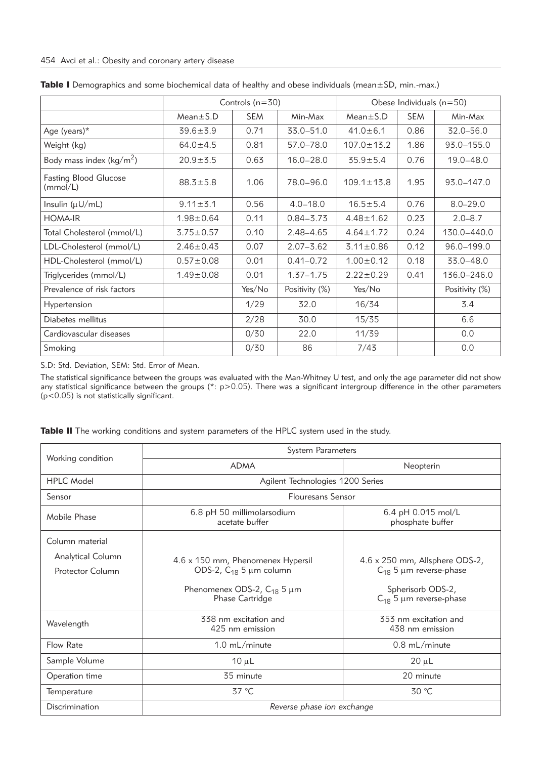**Table I** Demographics and some biochemical data of healthy and obese individuals (mean±SD, min.-max.)

| | Controls (n=30) | | | Obese Individuals (n=50) | | |
|---|---|---|---|---|---|---|
| | Mean±S.D | SEM | Min-Max | Mean±S.D | SEM | Min-Max |
| Age (years)* | 39.6±3.9 | 0.71 | 33.0–51.0 | 41.0±6.1 | 0.86 | 32.0–56.0 |
| Weight (kg) | 64.0±4.5 | 0.81 | 57.0–78.0 | 107.0±13.2 | 1.86 | 93.0–155.0 |
| Body mass index (kg/m$^2$) | 20.9±3.5 | 0.63 | 16.0–28.0 | 35.9±5.4 | 0.76 | 19.0–48.0 |
| Fasting Blood Glucose (mmol/L) | 88.3±5.8 | 1.06 | 78.0–96.0 | 109.1±13.8 | 1.95 | 93.0–147.0 |
| Insulin (μU/mL) | 9.11±3.1 | 0.56 | 4.0–18.0 | 16.5±5.4 | 0.76 | 8.0–29.0 |
| HOMA-IR | 1.98±0.64 | 0.11 | 0.84–3.73 | 4.48±1.62 | 0.23 | 2.0–8.7 |
| Total Cholesterol (mmol/L) | 3.75±0.57 | 0.10 | 2.48–4.65 | 4.64±1.72 | 0.24 | 130.0–440.0 |
| LDL-Cholesterol (mmol/L) | 2.46±0.43 | 0.07 | 2.07–3.62 | 3.11±0.86 | 0.12 | 96.0–199.0 |
| HDL-Cholesterol (mmol/L) | 0.57±0.08 | 0.01 | 0.41–0.72 | 1.00±0.12 | 0.18 | 33.0–48.0 |
| Triglycerides (mmol/L) | 1.49±0.08 | 0.01 | 1.37–1.75 | 2.22±0.29 | 0.41 | 136.0–246.0 |
| Prevalence of risk factors | | Yes/No | Positivity (%) | Yes/No | | Positivity (%) |
| Hypertension | | 1/29 | 32.0 | 16/34 | | 3.4 |
| Diabetes mellitus | | 2/28 | 30.0 | 15/35 | | 6.6 |
| Cardiovascular diseases | | 0/30 | 22.0 | 11/39 | | 0.0 |
| Smoking | | 0/30 | 86 | 7/43 | | 0.0 |

S.D: Std. Deviation, SEM: Std. Error of Mean.

The statistical significance between the groups was evaluated with the Man-Whitney U test, and only the age parameter did not show any statistical significance between the groups (*: $p>0.05$). There was a significant intergroup difference in the other parameters ($p<0.05$) is not statistically significant.

**Table II** The working conditions and system parameters of the HPLC system used in the study.

| Working condition | System Parameters | |
|---|---|---|
| | ADMA | Neopterin |
| HPLC Model | Agilent Technologies 1200 Series | |
| Sensor | Flouresans Sensor | |
| Mobile Phase | 6.8 pH 50 millimolarsodium acetate buffer | 6.4 pH 0.015 mol/L phosphate buffer |
| Column material<br>Analytical Column<br>Protector Column | 4.6 x 150 mm, Phenomenex Hypersil ODS-2, $C_{18}$ 5 μm column<br>Phenomenex ODS-2, $C_{18}$ 5 μm Phase Cartridge | 4.6 x 250 mm, Allsphere ODS-2, $C_{18}$ 5 μm reverse-phase<br>Spherisorb ODS-2, $C_{18}$ 5 μm reverse-phase |
| Wavelength | 338 nm excitation and 425 nm emission | 353 nm excitation and 438 nm emission |
| Flow Rate | 1.0 mL/minute | 0.8 mL/minute |
| Sample Volume | 10 μL | 20 μL |
| Operation time | 35 minute | 20 minute |
| Temperature | 37 °C | 30 °C |
| Discrimination | *Reverse phase ion exchange* | |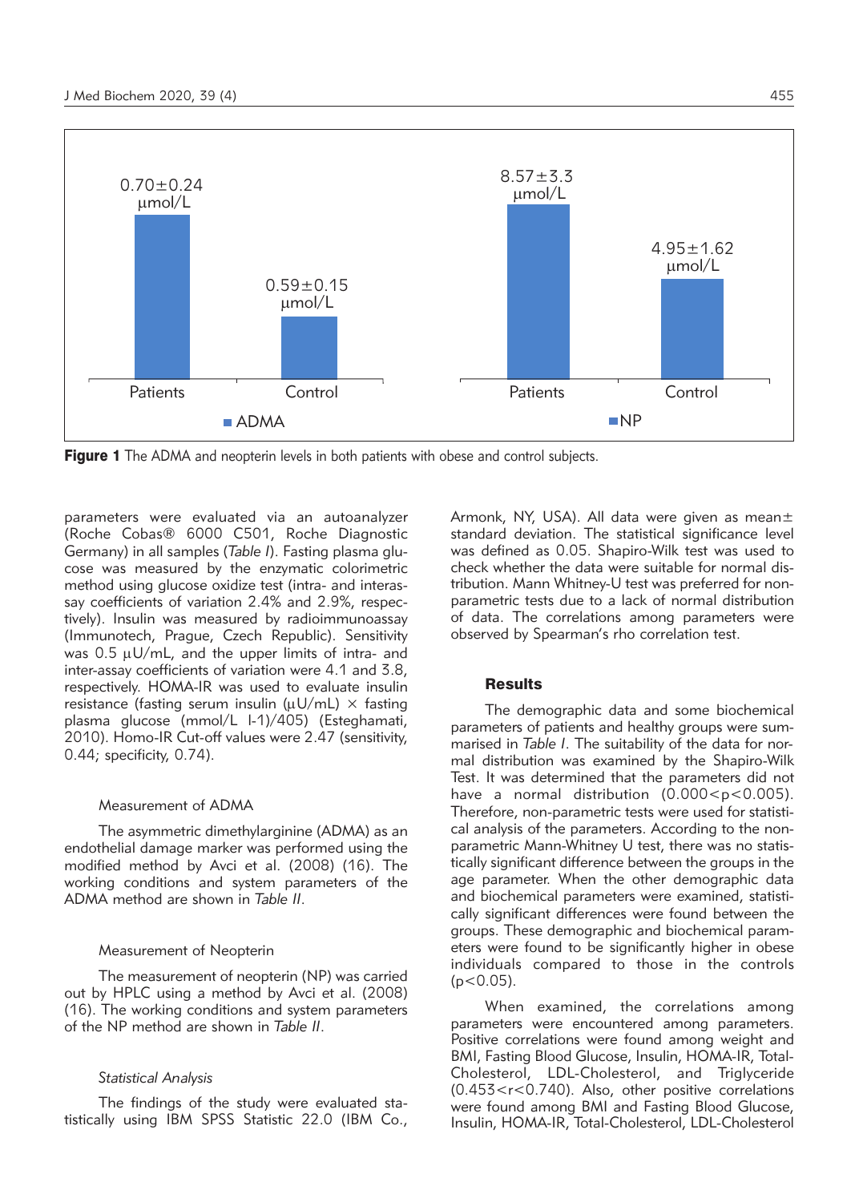0.70±0.24 μmol/L

0.59±0.15 μmol/L

8.57±3.3 μmol/L

4.95±1.62 μmol/L

Patients Control

ADMA

Patients Control

NP

**Figure 1** The ADMA and neopterin levels in both patients with obese and control subjects.

parameters were evaluated via an autoanalyzer (Roche Cobas® 6000 C501, Roche Diagnostic Germany) in all samples (*Table I*). Fasting plasma glucose was measured by the enzymatic colorimetric method using glucose oxidize test (intra- and interassay coefficients of variation 2.4% and 2.9%, respectively). Insulin was measured by radioimmunoassay (Immunotech, Prague, Czech Republic). Sensitivity was 0.5 μU/mL, and the upper limits of intra- and inter-assay coefficients of variation were 4.1 and 3.8, respectively. HOMA-IR was used to evaluate insulin resistance (fasting serum insulin (μU/mL) × fasting plasma glucose (mmol/L l-1)/405) (Esteghamati, 2010). Homo-IR Cut-off values were 2.47 (sensitivity, 0.44; specificity, 0.74).

### Measurement of ADMA

The asymmetric dimethylarginine (ADMA) as an endothelial damage marker was performed using the modified method by Avci et al. (2008) (16). The working conditions and system parameters of the ADMA method are shown in *Table II*.

### Measurement of Neopterin

The measurement of neopterin (NP) was carried out by HPLC using a method by Avci et al. (2008) (16). The working conditions and system parameters of the NP method are shown in *Table II*.

### *Statistical Analysis*

The findings of the study were evaluated statistically using IBM SPSS Statistic 22.0 (IBM Co., Armonk, NY, USA). All data were given as mean± standard deviation. The statistical significance level was defined as 0.05. Shapiro-Wilk test was used to check whether the data were suitable for normal distribution. Mann Whitney-U test was preferred for nonparametric tests due to a lack of normal distribution of data. The correlations among parameters were observed by Spearman's rho correlation test.

## Results

The demographic data and some biochemical parameters of patients and healthy groups were summarised in *Table I*. The suitability of the data for normal distribution was examined by the Shapiro-Wilk Test. It was determined that the parameters did not have a normal distribution ($0.000<p<0.005$). Therefore, non-parametric tests were used for statistical analysis of the parameters. According to the nonparametric Mann-Whitney U test, there was no statistically significant difference between the groups in the age parameter. When the other demographic data and biochemical parameters were examined, statistically significant differences were found between the groups. These demographic and biochemical parameters were found to be significantly higher in obese individuals compared to those in the controls ($p<0.05$).

When examined, the correlations among parameters were encountered among parameters. Positive correlations were found among weight and BMI, Fasting Blood Glucose, Insulin, HOMA-IR, Total-Cholesterol, LDL-Cholesterol, and Triglyceride ($0.453<r<0.740$). Also, other positive correlations were found among BMI and Fasting Blood Glucose, Insulin, HOMA-IR, Total-Cholesterol, LDL-Cholesterol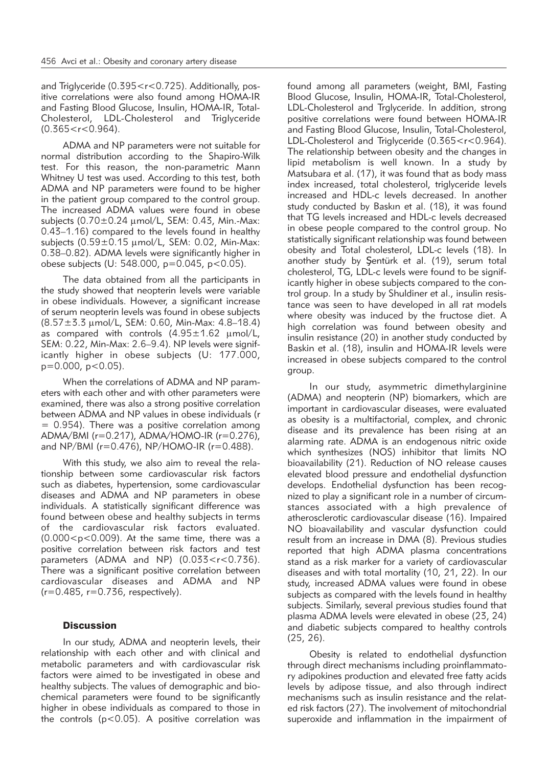and Triglyceride (0.395<r<0.725). Additionally, positive correlations were also found among HOMA-IR and Fasting Blood Glucose, Insulin, HOMA-IR, Total-Cholesterol, LDL-Cholesterol and Triglyceride (0.365<r<0.964).

ADMA and NP parameters were not suitable for normal distribution according to the Shapiro-Wilk test. For this reason, the non-parametric Mann Whitney U test was used. According to this test, both ADMA and NP parameters were found to be higher in the patient group compared to the control group. The increased ADMA values were found in obese subjects (0.70±0.24 μmol/L, SEM: 0.43, Min.-Max: 0.43–1.16) compared to the levels found in healthy subjects (0.59±0.15 μmol/L, SEM: 0.02, Min-Max: 0.38–0.82). ADMA levels were significantly higher in obese subjects (U: 548.000, p=0.045, p<0.05).

The data obtained from all the participants in the study showed that neopterin levels were variable in obese individuals. However, a significant increase of serum neopterin levels was found in obese subjects (8.57±3.3 μmol/L, SEM: 0.60, Min-Max: 4.8–18.4) as compared with controls (4.95±1.62 μmol/L, SEM: 0.22, Min-Max: 2.6–9.4). NP levels were significantly higher in obese subjects (U: 177.000, p=0.000, p<0.05).

When the correlations of ADMA and NP parameters with each other and with other parameters were examined, there was also a strong positive correlation between ADMA and NP values in obese individuals (r = 0.954). There was a positive correlation among ADMA/BMI (r=0.217), ADMA/HOMO-IR (r=0.276), and NP/BMI (r=0.476), NP/HOMO-IR (r=0.488).

With this study, we also aim to reveal the relationship between some cardiovascular risk factors such as diabetes, hypertension, some cardiovascular diseases and ADMA and NP parameters in obese individuals. A statistically significant difference was found between obese and healthy subjects in terms of the cardiovascular risk factors evaluated. (0.000<p<0.009). At the same time, there was a positive correlation between risk factors and test parameters (ADMA and NP) (0.033<r<0.736). There was a significant positive correlation between cardiovascular diseases and ADMA and NP (r=0.485, r=0.736, respectively).

## Discussion

In our study, ADMA and neopterin levels, their relationship with each other and with clinical and metabolic parameters and with cardiovascular risk factors were aimed to be investigated in obese and healthy subjects. The values of demographic and biochemical parameters were found to be significantly higher in obese individuals as compared to those in the controls (p<0.05). A positive correlation was found among all parameters (weight, BMI, Fasting Blood Glucose, Insulin, HOMA-IR, Total-Cholesterol, LDL-Cholesterol and Trglyceride. In addition, strong positive correlations were found between HOMA-IR and Fasting Blood Glucose, Insulin, Total-Cholesterol, LDL-Cholesterol and Triglyceride (0.365<r<0.964). The relationship between obesity and the changes in lipid metabolism is well known. In a study by Matsubara et al. (17), it was found that as body mass index increased, total cholesterol, triglyceride levels increased and HDL-c levels decreased. In another study conducted by Baskın et al. (18), it was found that TG levels increased and HDL-c levels decreased in obese people compared to the control group. No statistically significant relationship was found between obesity and Total cholesterol, LDL-c levels (18). In another study by Şentürk et al. (19), serum total cholesterol, TG, LDL-c levels were found to be significantly higher in obese subjects compared to the control group. In a study by Shuldiner et al., insulin resistance was seen to have developed in all rat models where obesity was induced by the fructose diet. A high correlation was found between obesity and insulin resistance (20) in another study conducted by Baskin et al. (18), insulin and HOMA-IR levels were increased in obese subjects compared to the control group.

In our study, asymmetric dimethylarginine (ADMA) and neopterin (NP) biomarkers, which are important in cardiovascular diseases, were evaluated as obesity is a multifactorial, complex, and chronic disease and its prevalence has been rising at an alarming rate. ADMA is an endogenous nitric oxide which synthesizes (NOS) inhibitor that limits NO bioavailability (21). Reduction of NO release causes elevated blood pressure and endothelial dysfunction develops. Endothelial dysfunction has been recognized to play a significant role in a number of circumstances associated with a high prevalence of atherosclerotic cardiovascular disease (16). Impaired NO bioavailability and vascular dysfunction could result from an increase in DMA (8). Previous studies reported that high ADMA plasma concentrations stand as a risk marker for a variety of cardiovascular diseases and with total mortality (10, 21, 22). In our study, increased ADMA values were found in obese subjects as compared with the levels found in healthy subjects. Similarly, several previous studies found that plasma ADMA levels were elevated in obese (23, 24) and diabetic subjects compared to healthy controls (25, 26).

Obesity is related to endothelial dysfunction through direct mechanisms including proinflammatory adipokines production and elevated free fatty acids levels by adipose tissue, and also through indirect mechanisms such as insulin resistance and the related risk factors (27). The involvement of mitochondrial superoxide and inflammation in the impairment of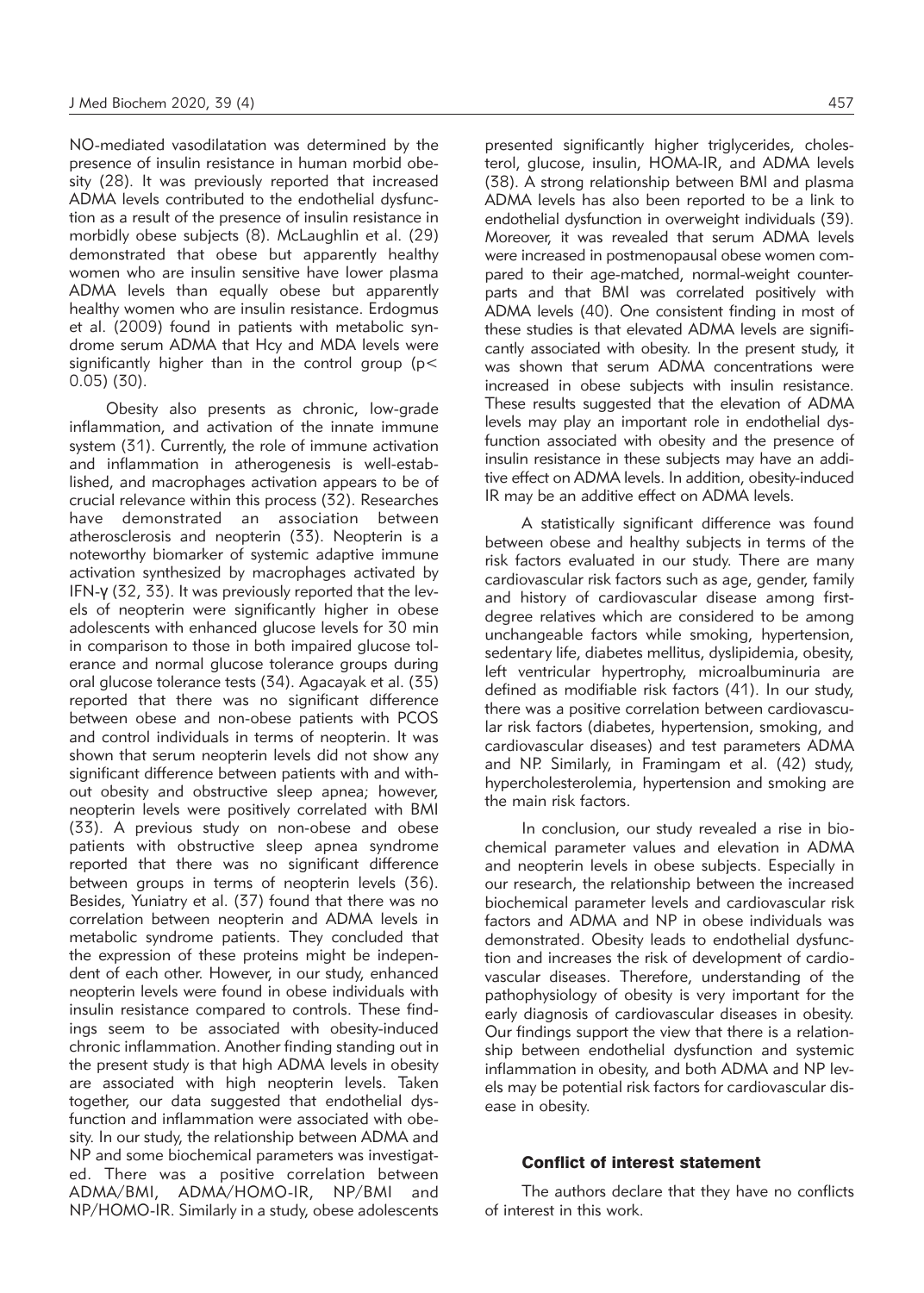NO-mediated vasodilatation was determined by the presence of insulin resistance in human morbid obesity (28). It was previously reported that increased ADMA levels contributed to the endothelial dysfunction as a result of the presence of insulin resistance in morbidly obese subjects (8). McLaughlin et al. (29) demonstrated that obese but apparently healthy women who are insulin sensitive have lower plasma ADMA levels than equally obese but apparently healthy women who are insulin resistance. Erdogmus et al. (2009) found in patients with metabolic syndrome serum ADMA that Hcy and MDA levels were significantly higher than in the control group ($p < 0.05$) (30).

Obesity also presents as chronic, low-grade inflammation, and activation of the innate immune system (31). Currently, the role of immune activation and inflammation in atherogenesis is well-established, and macrophages activation appears to be of crucial relevance within this process (32). Researches have demonstrated an association between atherosclerosis and neopterin (33). Neopterin is a noteworthy biomarker of systemic adaptive immune activation synthesized by macrophages activated by IFN-$\gamma$ (32, 33). It was previously reported that the levels of neopterin were significantly higher in obese adolescents with enhanced glucose levels for 30 min in comparison to those in both impaired glucose tolerance and normal glucose tolerance groups during oral glucose tolerance tests (34). Agacayak et al. (35) reported that there was no significant difference between obese and non-obese patients with PCOS and control individuals in terms of neopterin. It was shown that serum neopterin levels did not show any significant difference between patients with and without obesity and obstructive sleep apnea; however, neopterin levels were positively correlated with BMI (33). A previous study on non-obese and obese patients with obstructive sleep apnea syndrome reported that there was no significant difference between groups in terms of neopterin levels (36). Besides, Yuniatry et al. (37) found that there was no correlation between neopterin and ADMA levels in metabolic syndrome patients. They concluded that the expression of these proteins might be independent of each other. However, in our study, enhanced neopterin levels were found in obese individuals with insulin resistance compared to controls. These findings seem to be associated with obesity-induced chronic inflammation. Another finding standing out in the present study is that high ADMA levels in obesity are associated with high neopterin levels. Taken together, our data suggested that endothelial dysfunction and inflammation were associated with obesity. In our study, the relationship between ADMA and NP and some biochemical parameters was investigated. There was a positive correlation between ADMA/BMI, ADMA/HOMO-IR, NP/BMI and NP/HOMO-IR. Similarly in a study, obese adolescents presented significantly higher triglycerides, cholesterol, glucose, insulin, HOMA-IR, and ADMA levels (38). A strong relationship between BMI and plasma ADMA levels has also been reported to be a link to endothelial dysfunction in overweight individuals (39). Moreover, it was revealed that serum ADMA levels were increased in postmenopausal obese women compared to their age-matched, normal-weight counterparts and that BMI was correlated positively with ADMA levels (40). One consistent finding in most of these studies is that elevated ADMA levels are significantly associated with obesity. In the present study, it was shown that serum ADMA concentrations were increased in obese subjects with insulin resistance. These results suggested that the elevation of ADMA levels may play an important role in endothelial dysfunction associated with obesity and the presence of insulin resistance in these subjects may have an additive effect on ADMA levels. In addition, obesity-induced IR may be an additive effect on ADMA levels.

A statistically significant difference was found between obese and healthy subjects in terms of the risk factors evaluated in our study. There are many cardiovascular risk factors such as age, gender, family and history of cardiovascular disease among first-degree relatives which are considered to be among unchangeable factors while smoking, hypertension, sedentary life, diabetes mellitus, dyslipidemia, obesity, left ventricular hypertrophy, microalbuminuria are defined as modifiable risk factors (41). In our study, there was a positive correlation between cardiovascular risk factors (diabetes, hypertension, smoking, and cardiovascular diseases) and test parameters ADMA and NP. Similarly, in Framingam et al. (42) study, hypercholesterolemia, hypertension and smoking are the main risk factors.

In conclusion, our study revealed a rise in biochemical parameter values and elevation in ADMA and neopterin levels in obese subjects. Especially in our research, the relationship between the increased biochemical parameter levels and cardiovascular risk factors and ADMA and NP in obese individuals was demonstrated. Obesity leads to endothelial dysfunction and increases the risk of development of cardiovascular diseases. Therefore, understanding of the pathophysiology of obesity is very important for the early diagnosis of cardiovascular diseases in obesity. Our findings support the view that there is a relationship between endothelial dysfunction and systemic inflammation in obesity, and both ADMA and NP levels may be potential risk factors for cardiovascular disease in obesity.

### Conflict of interest statement

The authors declare that they have no conflicts of interest in this work.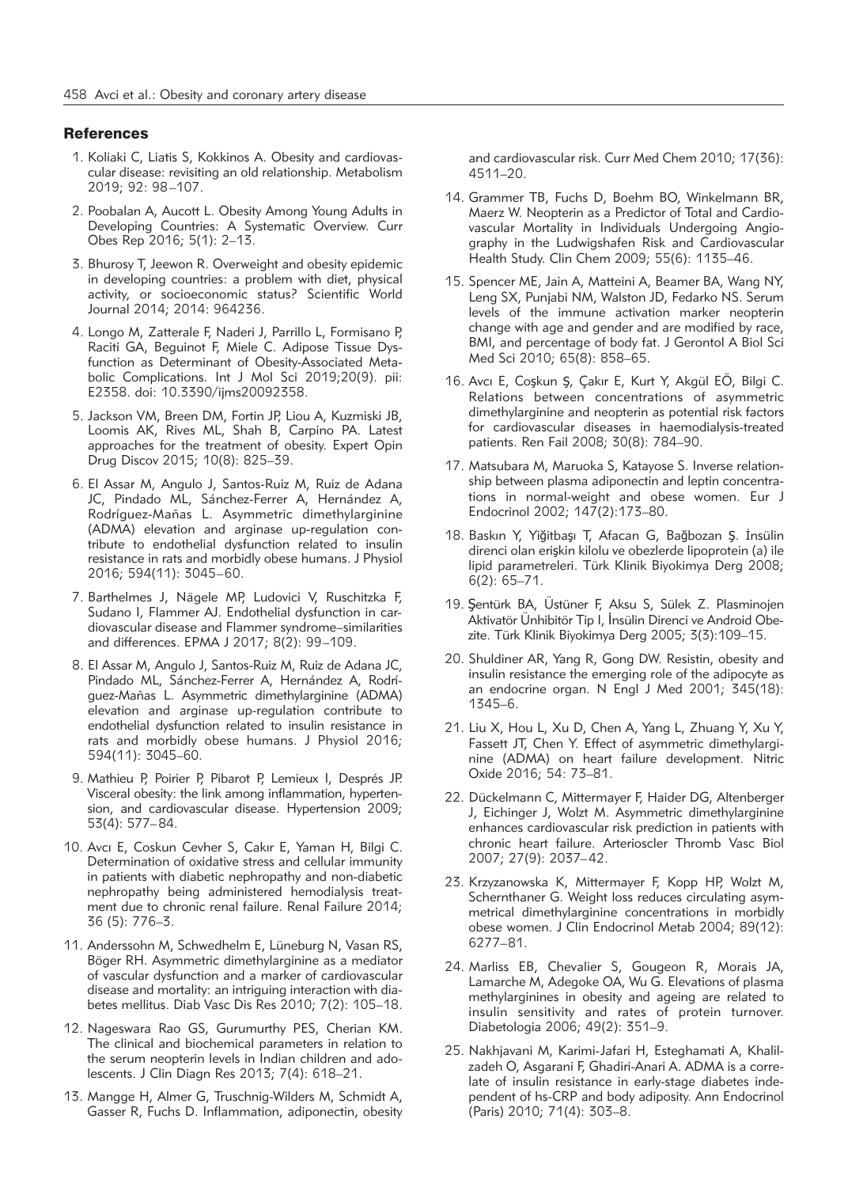## References

1. Koliaki C, Liatis S, Kokkinos A. Obesity and cardiovascular disease: revisiting an old relationship. Metabolism 2019; 92: 98–107.
2. Poobalan A, Aucott L. Obesity Among Young Adults in Developing Countries: A Systematic Overview. Curr Obes Rep 2016; 5(1): 2–13.
3. Bhurosy T, Jeewon R. Overweight and obesity epidemic in developing countries: a problem with diet, physical activity, or socioeconomic status? Scientific World Journal 2014; 2014: 964236.
4. Longo M, Zatterale F, Naderi J, Parrillo L, Formisano P, Raciti GA, Beguinot F, Miele C. Adipose Tissue Dysfunction as Determinant of Obesity-Associated Metabolic Complications. Int J Mol Sci 2019;20(9). pii: E2358. doi: 10.3390/ijms20092358.
5. Jackson VM, Breen DM, Fortin JP, Liou A, Kuzmiski JB, Loomis AK, Rives ML, Shah B, Carpino PA. Latest approaches for the treatment of obesity. Expert Opin Drug Discov 2015; 10(8): 825–39.
6. El Assar M, Angulo J, Santos-Ruiz M, Ruiz de Adana JC, Pindado ML, Sánchez-Ferrer A, Hernández A, Rodríguez-Mañas L. Asymmetric dimethylarginine (ADMA) elevation and arginase up-regulation contribute to endothelial dysfunction related to insulin resistance in rats and morbidly obese humans. J Physiol 2016; 594(11): 3045–60.
7. Barthelmes J, Nägele MP, Ludovici V, Ruschitzka F, Sudano I, Flammer AJ. Endothelial dysfunction in cardiovascular disease and Flammer syndrome–similarities and differences. EPMA J 2017; 8(2): 99–109.
8. El Assar M, Angulo J, Santos-Ruiz M, Ruiz de Adana JC, Pindado ML, Sánchez-Ferrer A, Hernández A, Rodríguez-Mañas L. Asymmetric dimethylarginine (ADMA) elevation and arginase up-regulation contribute to endothelial dysfunction related to insulin resistance in rats and morbidly obese humans. J Physiol 2016; 594(11): 3045–60.
9. Mathieu P, Poirier P, Pibarot P, Lemieux I, Després JP. Visceral obesity: the link among inflammation, hypertension, and cardiovascular disease. Hypertension 2009; 53(4): 577–84.
10. Avcı E, Coskun Cevher S, Cakır E, Yaman H, Bilgi C. Determination of oxidative stress and cellular immunity in patients with diabetic nephropathy and non-diabetic nephropathy being administered hemodialysis treatment due to chronic renal failure. Renal Failure 2014; 36 (5): 776–3.
11. Anderssohn M, Schwedhelm E, Lüneburg N, Vasan RS, Böger RH. Asymmetric dimethylarginine as a mediator of vascular dysfunction and a marker of cardiovascular disease and mortality: an intriguing interaction with diabetes mellitus. Diab Vasc Dis Res 2010; 7(2): 105–18.
12. Nageswara Rao GS, Gurumurthy PES, Cherian KM. The clinical and biochemical parameters in relation to the serum neopterin levels in Indian children and adolescents. J Clin Diagn Res 2013; 7(4): 618–21.
13. Mangge H, Almer G, Truschnig-Wilders M, Schmidt A, Gasser R, Fuchs D. Inflammation, adiponectin, obesity and cardiovascular risk. Curr Med Chem 2010; 17(36): 4511–20.
14. Grammer TB, Fuchs D, Boehm BO, Winkelmann BR, Maerz W. Neopterin as a Predictor of Total and Cardiovascular Mortality in Individuals Undergoing Angiography in the Ludwigshafen Risk and Cardiovascular Health Study. Clin Chem 2009; 55(6): 1135–46.
15. Spencer ME, Jain A, Matteini A, Beamer BA, Wang NY, Leng SX, Punjabi NM, Walston JD, Fedarko NS. Serum levels of the immune activation marker neopterin change with age and gender and are modified by race, BMI, and percentage of body fat. J Gerontol A Biol Sci Med Sci 2010; 65(8): 858–65.
16. Avcı E, Coşkun Ş, Çakır E, Kurt Y, Akgül EÖ, Bilgi C. Relations between concentrations of asymmetric dimethylarginine and neopterin as potential risk factors for cardiovascular diseases in haemodialysis-treated patients. Ren Fail 2008; 30(8): 784–90.
17. Matsubara M, Maruoka S, Katayose S. Inverse relationship between plasma adiponectin and leptin concentrations in normal-weight and obese women. Eur J Endocrinol 2002; 147(2):173–80.
18. Baskın Y, Yiğitbaşı T, Afacan G, Bağbozan Ş. İnsülin direnci olan erişkin kilolu ve obezlerde lipoprotein (a) ile lipid parametreleri. Türk Klinik Biyokimya Derg 2008; 6(2): 65–71.
19. Şentürk BA, Üstüner F, Aksu S, Sülek Z. Plasminojen Aktivatör Ünhibitör Tip I, İnsülin Direnci ve Android Obezite. Türk Klinik Biyokimya Derg 2005; 3(3):109–15.
20. Shuldiner AR, Yang R, Gong DW. Resistin, obesity and insulin resistance the emerging role of the adipocyte as an endocrine organ. N Engl J Med 2001; 345(18): 1345–6.
21. Liu X, Hou L, Xu D, Chen A, Yang L, Zhuang Y, Xu Y, Fassett JT, Chen Y. Effect of asymmetric dimethylarginine (ADMA) on heart failure development. Nitric Oxide 2016; 54: 73–81.
22. Dückelmann C, Mittermayer F, Haider DG, Altenberger J, Eichinger J, Wolzt M. Asymmetric dimethylarginine enhances cardiovascular risk prediction in patients with chronic heart failure. Arterioscler Thromb Vasc Biol 2007; 27(9): 2037–42.
23. Krzyzanowska K, Mittermayer F, Kopp HP, Wolzt M, Schernthaner G. Weight loss reduces circulating asymmetrical dimethylarginine concentrations in morbidly obese women. J Clin Endocrinol Metab 2004; 89(12): 6277–81.
24. Marliss EB, Chevalier S, Gougeon R, Morais JA, Lamarche M, Adegoke OA, Wu G. Elevations of plasma methylarginines in obesity and ageing are related to insulin sensitivity and rates of protein turnover. Diabetologia 2006; 49(2): 351–9.
25. Nakhjavani M, Karimi-Jafari H, Esteghamati A, Khalilzadeh O, Asgarani F, Ghadiri-Anari A. ADMA is a correlate of insulin resistance in early-stage diabetes independent of hs-CRP and body adiposity. Ann Endocrinol (Paris) 2010; 71(4): 303–8.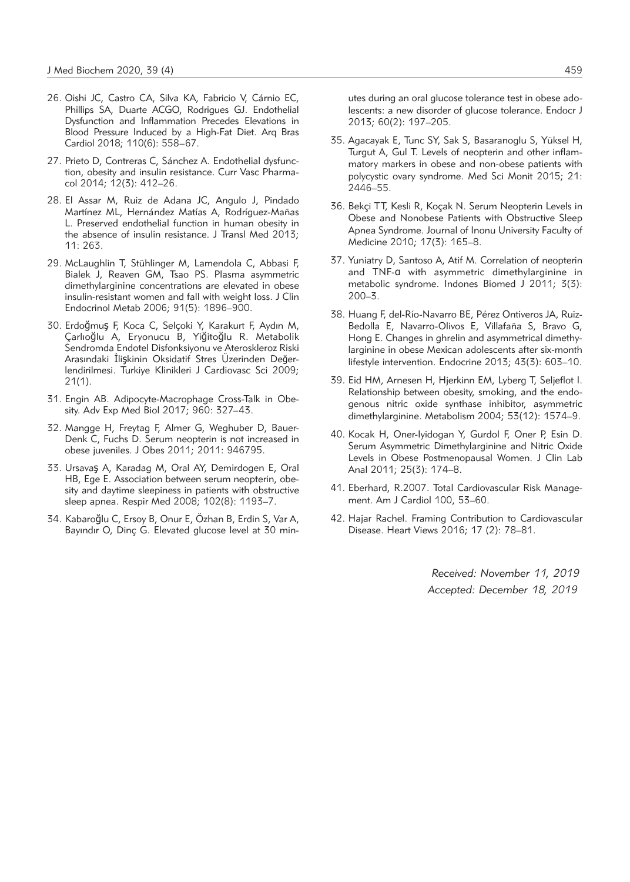26. Oishi JC, Castro CA, Silva KA, Fabricio V, Cárnio EC, Phillips SA, Duarte ACGO, Rodrigues GJ. Endothelial Dysfunction and Inflammation Precedes Elevations in Blood Pressure Induced by a High-Fat Diet. Arq Bras Cardiol 2018; 110(6): 558–67.

27. Prieto D, Contreras C, Sánchez A. Endothelial dysfunction, obesity and insulin resistance. Curr Vasc Pharmacol 2014; 12(3): 412–26.

28. El Assar M, Ruiz de Adana JC, Angulo J, Pindado Martínez ML, Hernández Matías A, Rodríguez-Mañas L. Preserved endothelial function in human obesity in the absence of insulin resistance. J Transl Med 2013; 11: 263.

29. McLaughlin T, Stühlinger M, Lamendola C, Abbasi F, Bialek J, Reaven GM, Tsao PS. Plasma asymmetric dimethylarginine concentrations are elevated in obese insulin-resistant women and fall with weight loss. J Clin Endocrinol Metab 2006; 91(5): 1896–900.

30. Erdoğmuş F, Koca C, Selçoki Y, Karakurt F, Aydın M, Çarlıoğlu A, Eryonucu B, Yiğitoğlu R. Metabolik Sendromda Endotel Disfonksiyonu ve Ateroskleroz Riski Arasındaki İlişkinin Oksidatif Stres Üzerinden Değerlendirilmesi. Turkiye Klinikleri J Cardiovasc Sci 2009; 21(1).

31. Engin AB. Adipocyte-Macrophage Cross-Talk in Obesity. Adv Exp Med Biol 2017; 960: 327–43.

32. Mangge H, Freytag F, Almer G, Weghuber D, Bauer-Denk C, Fuchs D. Serum neopterin is not increased in obese juveniles. J Obes 2011; 2011: 946795.

33. Ursavaş A, Karadag M, Oral AY, Demirdogen E, Oral HB, Ege E. Association between serum neopterin, obesity and daytime sleepiness in patients with obstructive sleep apnea. Respir Med 2008; 102(8): 1193–7.

34. Kabaroğlu C, Ersoy B, Onur E, Özhan B, Erdin S, Var A, Bayındır O, Dinç G. Elevated glucose level at 30 minutes during an oral glucose tolerance test in obese adolescents: a new disorder of glucose tolerance. Endocr J 2013; 60(2): 197–205.

35. Agacayak E, Tunc SY, Sak S, Basaranoglu S, Yüksel H, Turgut A, Gul T. Levels of neopterin and other inflammatory markers in obese and non-obese patients with polycystic ovary syndrome. Med Sci Monit 2015; 21: 2446–55.

36. Bekçi TT, Kesli R, Koçak N. Serum Neopterin Levels in Obese and Nonobese Patients with Obstructive Sleep Apnea Syndrome. Journal of Inonu University Faculty of Medicine 2010; 17(3): 165–8.

37. Yuniatry D, Santoso A, Atif M. Correlation of neopterin and TNF-α with asymmetric dimethylarginine in metabolic syndrome. Indones Biomed J 2011; 3(3): 200–3.

38. Huang F, del-Río-Navarro BE, Pérez Ontiveros JA, Ruiz-Bedolla E, Navarro-Olivos E, Villafaña S, Bravo G, Hong E. Changes in ghrelin and asymmetrical dimethylarginine in obese Mexican adolescents after six-month lifestyle intervention. Endocrine 2013; 43(3): 603–10.

39. Eid HM, Arnesen H, Hjerkinn EM, Lyberg T, Seljeflot I. Relationship between obesity, smoking, and the endogenous nitric oxide synthase inhibitor, asymmetric dimethylarginine. Metabolism 2004; 53(12): 1574–9.

40. Kocak H, Oner-Iyidogan Y, Gurdol F, Oner P, Esin D. Serum Asymmetric Dimethylarginine and Nitric Oxide Levels in Obese Postmenopausal Women. J Clin Lab Anal 2011; 25(3): 174–8.

41. Eberhard, R.2007. Total Cardiovascular Risk Management. Am J Cardiol 100, 53–60.

42. Hajar Rachel. Framing Contribution to Cardiovascular Disease. Heart Views 2016; 17 (2): 78–81.

*Received: November 11, 2019*
*Accepted: December 18, 2019*